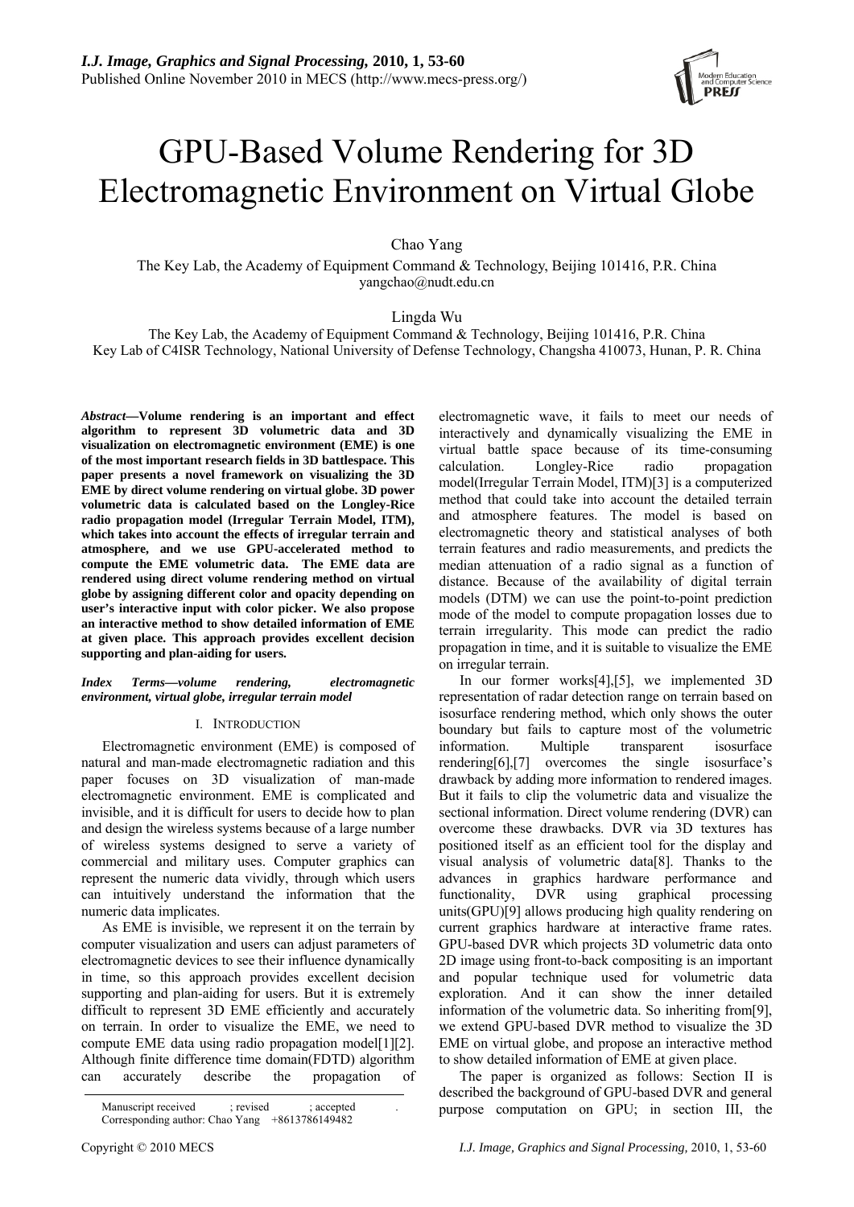# GPU-Based Volume Rendering for 3D Electromagnetic Environment on Virtual Globe

Chao Yang

The Key Lab, the Academy of Equipment Command & Technology, Beijing 101416, P.R. China
yangchao@nudt.edu.cn

Lingda Wu

The Key Lab, the Academy of Equipment Command & Technology, Beijing 101416, P.R. China
Key Lab of C4ISR Technology, National University of Defense Technology, Changsha 410073, Hunan, P. R. China

***Abstract*—Volume rendering is an important and effect algorithm to represent 3D volumetric data and 3D visualization on electromagnetic environment (EME) is one of the most important research fields in 3D battlespace. This paper presents a novel framework on visualizing the 3D EME by direct volume rendering on virtual globe. 3D power volumetric data is calculated based on the Longley-Rice radio propagation model (Irregular Terrain Model, ITM), which takes into account the effects of irregular terrain and atmosphere, and we use GPU-accelerated method to compute the EME volumetric data. The EME data are rendered using direct volume rendering method on virtual globe by assigning different color and opacity depending on user's interactive input with color picker. We also propose an interactive method to show detailed information of EME at given place. This approach provides excellent decision supporting and plan-aiding for users.**

***Index Terms*—volume rendering, electromagnetic environment, virtual globe, irregular terrain model**

## I. Introduction

Electromagnetic environment (EME) is composed of natural and man-made electromagnetic radiation and this paper focuses on 3D visualization of man-made electromagnetic environment. EME is complicated and invisible, and it is difficult for users to decide how to plan and design the wireless systems because of a large number of wireless systems designed to serve a variety of commercial and military uses. Computer graphics can represent the numeric data vividly, through which users can intuitively understand the information that the numeric data implicates.

As EME is invisible, we represent it on the terrain by computer visualization and users can adjust parameters of electromagnetic devices to see their influence dynamically in time, so this approach provides excellent decision supporting and plan-aiding for users. But it is extremely difficult to represent 3D EME efficiently and accurately on terrain. In order to visualize the EME, we need to compute EME data using radio propagation model[1][2]. Although finite difference time domain(FDTD) algorithm can accurately describe the propagation of electromagnetic wave, it fails to meet our needs of interactively and dynamically visualizing the EME in virtual battle space because of its time-consuming calculation. Longley-Rice radio propagation model(Irregular Terrain Model, ITM)[3] is a computerized method that could take into account the detailed terrain and atmosphere features. The model is based on electromagnetic theory and statistical analyses of both terrain features and radio measurements, and predicts the median attenuation of a radio signal as a function of distance. Because of the availability of digital terrain models (DTM) we can use the point-to-point prediction mode of the model to compute propagation losses due to terrain irregularity. This mode can predict the radio propagation in time, and it is suitable to visualize the EME on irregular terrain.

In our former works[4],[5], we implemented 3D representation of radar detection range on terrain based on isosurface rendering method, which only shows the outer boundary but fails to capture most of the volumetric information. Multiple transparent isosurface rendering[6],[7] overcomes the single isosurface's drawback by adding more information to rendered images. But it fails to clip the volumetric data and visualize the sectional information. Direct volume rendering (DVR) can overcome these drawbacks. DVR via 3D textures has positioned itself as an efficient tool for the display and visual analysis of volumetric data[8]. Thanks to the advances in graphics hardware performance and functionality, DVR using graphical processing units(GPU)[9] allows producing high quality rendering on current graphics hardware at interactive frame rates. GPU-based DVR which projects 3D volumetric data onto 2D image using front-to-back compositing is an important and popular technique used for volumetric data exploration. And it can show the inner detailed information of the volumetric data. So inheriting from[9], we extend GPU-based DVR method to visualize the 3D EME on virtual globe, and propose an interactive method to show detailed information of EME at given place.

The paper is organized as follows: Section II is described the background of GPU-based DVR and general purpose computation on GPU; in section III, the

Manuscript received ; revised ; accepted .
Corresponding author: Chao Yang +8613786149482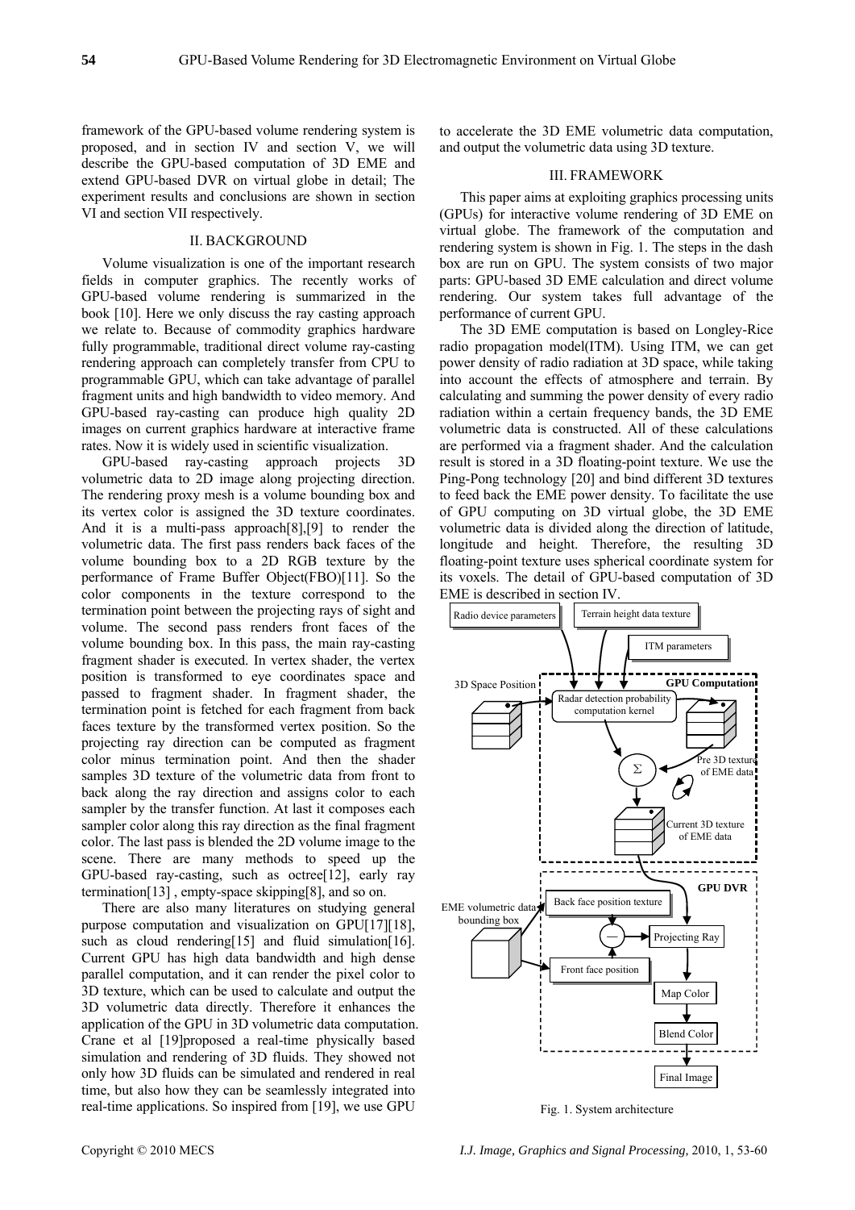framework of the GPU-based volume rendering system is proposed, and in section IV and section V, we will describe the GPU-based computation of 3D EME and extend GPU-based DVR on virtual globe in detail; The experiment results and conclusions are shown in section VI and section VII respectively.

## II. BACKGROUND

Volume visualization is one of the important research fields in computer graphics. The recently works of GPU-based volume rendering is summarized in the book [10]. Here we only discuss the ray casting approach we relate to. Because of commodity graphics hardware fully programmable, traditional direct volume ray-casting rendering approach can completely transfer from CPU to programmable GPU, which can take advantage of parallel fragment units and high bandwidth to video memory. And GPU-based ray-casting can produce high quality 2D images on current graphics hardware at interactive frame rates. Now it is widely used in scientific visualization.

GPU-based ray-casting approach projects 3D volumetric data to 2D image along projecting direction. The rendering proxy mesh is a volume bounding box and its vertex color is assigned the 3D texture coordinates. And it is a multi-pass approach[8],[9] to render the volumetric data. The first pass renders back faces of the volume bounding box to a 2D RGB texture by the performance of Frame Buffer Object(FBO)[11]. So the color components in the texture correspond to the termination point between the projecting rays of sight and volume. The second pass renders front faces of the volume bounding box. In this pass, the main ray-casting fragment shader is executed. In vertex shader, the vertex position is transformed to eye coordinates space and passed to fragment shader. In fragment shader, the termination point is fetched for each fragment from back faces texture by the transformed vertex position. So the projecting ray direction can be computed as fragment color minus termination point. And then the shader samples 3D texture of the volumetric data from front to back along the ray direction and assigns color to each sampler by the transfer function. At last it composes each sampler color along this ray direction as the final fragment color. The last pass is blended the 2D volume image to the scene. There are many methods to speed up the GPU-based ray-casting, such as octree[12], early ray termination[13] , empty-space skipping[8], and so on.

There are also many literatures on studying general purpose computation and visualization on GPU[17][18], such as cloud rendering[15] and fluid simulation[16]. Current GPU has high data bandwidth and high dense parallel computation, and it can render the pixel color to 3D texture, which can be used to calculate and output the 3D volumetric data directly. Therefore it enhances the application of the GPU in 3D volumetric data computation. Crane et al [19]proposed a real-time physically based simulation and rendering of 3D fluids. They showed not only how 3D fluids can be simulated and rendered in real time, but also how they can be seamlessly integrated into real-time applications. So inspired from [19], we use GPU to accelerate the 3D EME volumetric data computation, and output the volumetric data using 3D texture.

## III. FRAMEWORK

This paper aims at exploiting graphics processing units (GPUs) for interactive volume rendering of 3D EME on virtual globe. The framework of the computation and rendering system is shown in Fig. 1. The steps in the dash box are run on GPU. The system consists of two major parts: GPU-based 3D EME calculation and direct volume rendering. Our system takes full advantage of the performance of current GPU.

The 3D EME computation is based on Longley-Rice radio propagation model(ITM). Using ITM, we can get power density of radio radiation at 3D space, while taking into account the effects of atmosphere and terrain. By calculating and summing the power density of every radio radiation within a certain frequency bands, the 3D EME volumetric data is constructed. All of these calculations are performed via a fragment shader. And the calculation result is stored in a 3D floating-point texture. We use the Ping-Pong technology [20] and bind different 3D textures to feed back the EME power density. To facilitate the use of GPU computing on 3D virtual globe, the 3D EME volumetric data is divided along the direction of latitude, longitude and height. Therefore, the resulting 3D floating-point texture uses spherical coordinate system for its voxels. The detail of GPU-based computation of 3D EME is described in section IV.

Fig. 1. System architecture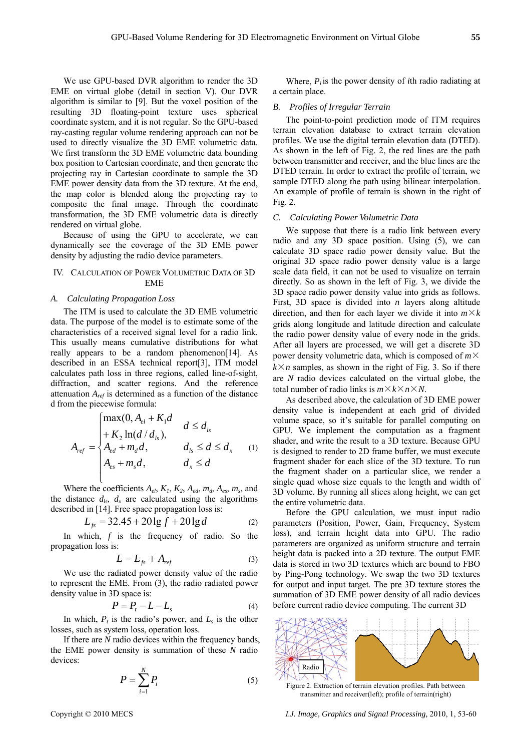We use GPU-based DVR algorithm to render the 3D EME on virtual globe (detail in section V). Our DVR algorithm is similar to [9]. But the voxel position of the resulting 3D floating-point texture uses spherical coordinate system, and it is not regular. So the GPU-based ray-casting regular volume rendering approach can not be used to directly visualize the 3D EME volumetric data. We first transform the 3D EME volumetric data bounding box position to Cartesian coordinate, and then generate the projecting ray in Cartesian coordinate to sample the 3D EME power density data from the 3D texture. At the end, the map color is blended along the projecting ray to composite the final image. Through the coordinate transformation, the 3D EME volumetric data is directly rendered on virtual globe.

Because of using the GPU to accelerate, we can dynamically see the coverage of the 3D EME power density by adjusting the radio device parameters.

## IV. Calculation of Power Volumetric Data of 3D EME

### A. Calculating Propagation Loss

The ITM is used to calculate the 3D EME volumetric data. The purpose of the model is to estimate some of the characteristics of a received signal level for a radio link. This usually means cumulative distributions for what really appears to be a random phenomenon[14]. As described in an ESSA technical report[3], ITM model calculates path loss in three regions, called line-of-sight, diffraction, and scatter regions. And the reference attenuation $A_{ref}$ is determined as a function of the distance d from the piecewise formula:

$$A_{ref} = \begin{cases} \max(0, A_{el} + K_1 d \\ \quad + K_2 \ln(d/d_{ls}), & d \le d_{ls} \\ A_{ed} + m_d d, & d_{ls} \le d \le d_x \\ A_{es} + m_s d, & d_x \le d \end{cases} \tag{1}$$

Where the coefficients $A_{el}$, $K_1$, $K_2$, $A_{ed}$, $m_d$, $A_{es}$, $m_s$, and the distance $d_{ls}$, $d_x$ are calculated using the algorithms described in [14]. Free space propagation loss is:

$$L_{fs} = 32.45 + 20\lg f + 20\lg d \tag{2}$$

In which, $f$ is the frequency of radio. So the propagation loss is:

$$L = L_{fs} + A_{ref} \tag{3}$$

We use the radiated power density value of the radio to represent the EME. From (3), the radio radiated power density value in 3D space is:

$$P = P_t - L - L_s \tag{4}$$

In which, $P_t$ is the radio's power, and $L_s$ is the other losses, such as system loss, operation loss.

If there are $N$ radio devices within the frequency bands, the EME power density is summation of these $N$ radio devices:

$$P = \sum_{i=1}^{N} P_i \tag{5}$$

Where, $P_i$ is the power density of $i$th radio radiating at a certain place.

### B. Profiles of Irregular Terrain

The point-to-point prediction mode of ITM requires terrain elevation database to extract terrain elevation profiles. We use the digital terrain elevation data (DTED). As shown in the left of Fig. 2, the red lines are the path between transmitter and receiver, and the blue lines are the DTED terrain. In order to extract the profile of terrain, we sample DTED along the path using bilinear interpolation. An example of profile of terrain is shown in the right of Fig. 2.

### C. Calculating Power Volumetric Data

We suppose that there is a radio link between every radio and any 3D space position. Using (5), we can calculate 3D space radio power density value. But the original 3D space radio power density value is a large scale data field, it can not be used to visualize on terrain directly. So as shown in the left of Fig. 3, we divide the 3D space radio power density value into grids as follows. First, 3D space is divided into $n$ layers along altitude direction, and then for each layer we divide it into $m \times k$ grids along longitude and latitude direction and calculate the radio power density value of every node in the grids. After all layers are processed, we will get a discrete 3D power density volumetric data, which is composed of $m \times k \times n$ samples, as shown in the right of Fig. 3. So if there are $N$ radio devices calculated on the virtual globe, the total number of radio links is $m \times k \times n \times N$.

As described above, the calculation of 3D EME power density value is independent at each grid of divided volume space, so it's suitable for parallel computing on GPU. We implement the computation as a fragment shader, and write the result to a 3D texture. Because GPU is designed to render to 2D frame buffer, we must execute fragment shader for each slice of the 3D texture. To run the fragment shader on a particular slice, we render a single quad whose size equals to the length and width of 3D volume. By running all slices along height, we can get the entire volumetric data.

Before the GPU calculation, we must input radio parameters (Position, Power, Gain, Frequency, System loss), and terrain height data into GPU. The radio parameters are organized as uniform structure and terrain height data is packed into a 2D texture. The output EME data is stored in two 3D textures which are bound to FBO by Ping-Pong technology. We swap the two 3D textures for output and input target. The pre 3D texture stores the summation of 3D EME power density of all radio devices before current radio device computing. The current 3D

Figure 2. Extraction of terrain elevation profiles. Path between transmitter and receiver(left); profile of terrain(right)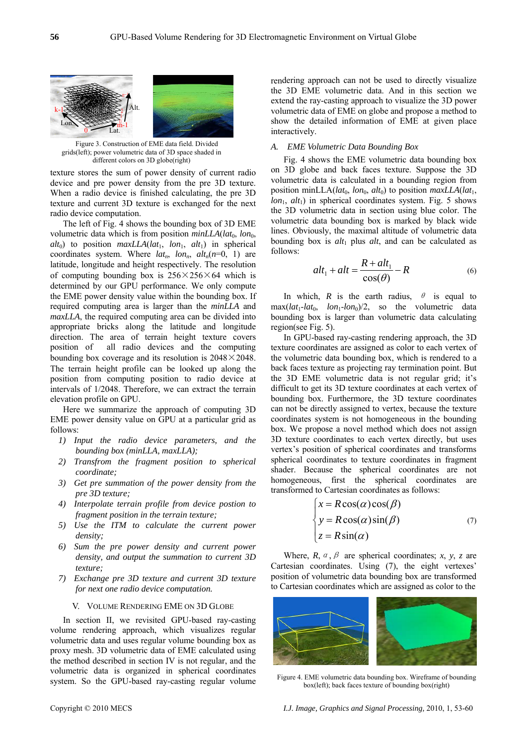Figure 3. Construction of EME data field. Divided grids(left); power volumetric data of 3D space shaded in different colors on 3D globe(right)

texture stores the sum of power density of current radio device and pre power density from the pre 3D texture. When a radio device is finished calculating, the pre 3D texture and current 3D texture is exchanged for the next radio device computation.

The left of Fig. 4 shows the bounding box of 3D EME volumetric data which is from position *minLLA*($lat_0$, $lon_0$, $alt_0$) to position *maxLLA*($lat_1$, $lon_1$, $alt_1$) in spherical coordinates system. Where $lat_n$, $lon_n$, $alt_n$($n$=0, 1) are latitude, longitude and height respectively. The resolution of computing bounding box is 256×256×64 which is determined by our GPU performance. We only compute the EME power density value within the bounding box. If required computing area is larger than the *minLLA* and *maxLLA*, the required computing area can be divided into appropriate bricks along the latitude and longitude direction. The area of terrain height texture covers position of all radio devices and the computing bounding box coverage and its resolution is 2048×2048. The terrain height profile can be looked up along the position from computing position to radio device at intervals of 1/2048. Therefore, we can extract the terrain elevation profile on GPU.

Here we summarize the approach of computing 3D EME power density value on GPU at a particular grid as follows:

1) *Input the radio device parameters, and the bounding box (minLLA, maxLLA);*
2) *Transfrom the fragment position to spherical coordinate;*
3) *Get pre summation of the power density from the pre 3D texture;*
4) *Interpolate terrain profile from device postion to fragment position in the terrain texture;*
5) *Use the ITM to calculate the current power density;*
6) *Sum the pre power density and current power density, and output the summation to current 3D texture;*
7) *Exchange pre 3D texture and current 3D texture for next one radio device computation.*

## V. Volume Rendering EME on 3D Globe

In section II, we revisited GPU-based ray-casting volume rendering approach, which visualizes regular volumetric data and uses regular volume bounding box as proxy mesh. 3D volumetric data of EME calculated using the method described in section IV is not regular, and the volumetric data is organized in spherical coordinates system. So the GPU-based ray-casting regular volume rendering approach can not be used to directly visualize the 3D EME volumetric data. And in this section we extend the ray-casting approach to visualize the 3D power volumetric data of EME on globe and propose a method to show the detailed information of EME at given place interactively.

### A. EME Volumetric Data Bounding Box

Fig. 4 shows the EME volumetric data bounding box on 3D globe and back faces texture. Suppose the 3D volumetric data is calculated in a bounding region from position minLLA($lat_0$, $lon_0$, $alt_0$) to position *maxLLA*($lat_1$, $lon_1$, $alt_1$) in spherical coordinates system. Fig. 5 shows the 3D volumetric data in section using blue color. The volumetric data bounding box is marked by black wide lines. Obviously, the maximal altitude of volumetric data bounding box is $alt_1$ plus $alt$, and can be calculated as follows:

$$alt_1 + alt = \frac{R + alt_1}{\cos(\theta)} - R \tag{6}$$

In which, $R$ is the earth radius, $\theta$ is equal to max($lat_1$-$lat_0$, $lon_1$-$lon_0$)/2, so the volumetric data bounding box is larger than volumetric data calculating region(see Fig. 5).

In GPU-based ray-casting rendering approach, the 3D texture coordinates are assigned as color to each vertex of the volumetric data bounding box, which is rendered to a back faces texture as projecting ray termination point. But the 3D EME volumetric data is not regular grid; it's difficult to get its 3D texture coordinates at each vertex of bounding box. Furthermore, the 3D texture coordinates can not be directly assigned to vertex, because the texture coordinates system is not homogeneous in the bounding box. We propose a novel method which does not assign 3D texture coordinates to each vertex directly, but uses vertex's position of spherical coordinates and transforms spherical coordinates to texture coordinates in fragment shader. Because the spherical coordinates are not homogeneous, first the spherical coordinates are transformed to Cartesian coordinates as follows:

$$\begin{cases} x = R\cos(\alpha)\cos(\beta) \\ y = R\cos(\alpha)\sin(\beta) \\ z = R\sin(\alpha) \end{cases} \tag{7}$$

Where, $R$, $\alpha$, $\beta$ are spherical coordinates; $x$, $y$, $z$ are Cartesian coordinates. Using (7), the eight vertexes' position of volumetric data bounding box are transformed to Cartesian coordinates which are assigned as color to the

Figure 4. EME volumetric data bounding box. Wireframe of bounding box(left); back faces texture of bounding box(right)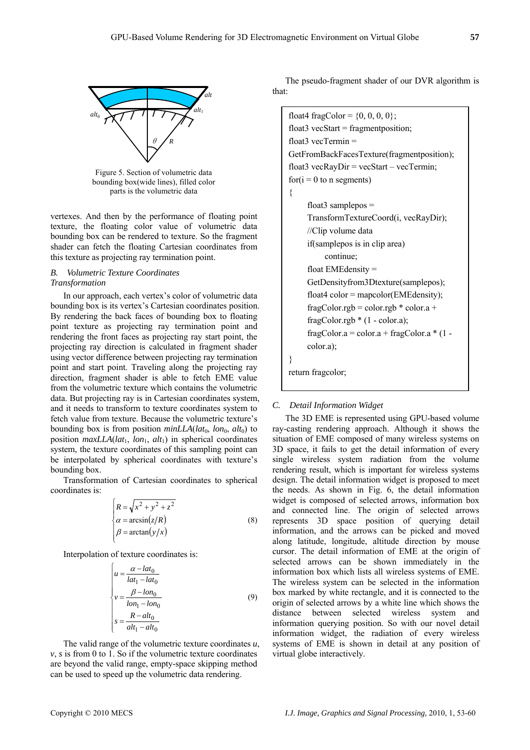Figure 5. Section of volumetric data bounding box(wide lines), filled color parts is the volumetric data

vertexes. And then by the performance of floating point texture, the floating color value of volumetric data bounding box can be rendered to texture. So the fragment shader can fetch the floating Cartesian coordinates from this texture as projecting ray termination point.

### *B. Volumetric Texture Coordinates Transformation*

In our approach, each vertex's color of volumetric data bounding box is its vertex's Cartesian coordinates position. By rendering the back faces of bounding box to floating point texture as projecting ray termination point and rendering the front faces as projecting ray start point, the projecting ray direction is calculated in fragment shader using vector difference between projecting ray termination point and start point. Traveling along the projecting ray direction, fragment shader is able to fetch EME value from the volumetric texture which contains the volumetric data. But projecting ray is in Cartesian coordinates system, and it needs to transform to texture coordinates system to fetch value from texture. Because the volumetric texture's bounding box is from position $minLLA(lat_0, lon_0, alt_0)$ to position $maxLLA(lat_1, lon_1, alt_1)$ in spherical coordinates system, the texture coordinates of this sampling point can be interpolated by spherical coordinates with texture's bounding box.

Transformation of Cartesian coordinates to spherical coordinates is:

$$\begin{cases} R = \sqrt{x^2 + y^2 + z^2} \\ \alpha = \arcsin(z/R) \\ \beta = \arctan(y/x) \end{cases} \tag{8}$$

Interpolation of texture coordinates is:

$$\begin{cases} u = \dfrac{\alpha - lat_0}{lat_1 - lat_0} \\ v = \dfrac{\beta - lon_0}{lon_1 - lon_0} \\ s = \dfrac{R - alt_0}{alt_1 - alt_0} \end{cases} \tag{9}$$

The valid range of the volumetric texture coordinates $u$, $v$, $s$ is from 0 to 1. So if the volumetric texture coordinates are beyond the valid range, empty-space skipping method can be used to speed up the volumetric data rendering.

The pseudo-fragment shader of our DVR algorithm is that:

```
float4 fragColor = {0, 0, 0, 0};
float3 vecStart = fragmentposition;
float3 vecTermin =
GetFromBackFacesTexture(fragmentposition);
float3 vecRayDir = vecStart – vecTermin;
for(i = 0 to n segments)
{
    float3 samplepos =
    TransformTextureCoord(i, vecRayDir);
    //Clip volume data
    if(samplepos is in clip area)
        continue;
    float EMEdensity =
    GetDensityfrom3Dtexture(samplepos);
    float4 color = mapcolor(EMEdensity);
    fragColor.rgb = color.rgb * color.a +
    fragColor.rgb * (1 - color.a);
    fragColor.a = color.a + fragColor.a * (1 -
    color.a);
}
return fragcolor;
```

### *C. Detail Information Widget*

The 3D EME is represented using GPU-based volume ray-casting rendering approach. Although it shows the situation of EME composed of many wireless systems on 3D space, it fails to get the detail information of every single wireless system radiation from the volume rendering result, which is important for wireless systems design. The detail information widget is proposed to meet the needs. As shown in Fig. 6, the detail information widget is composed of selected arrows, information box and connected line. The origin of selected arrows represents 3D space position of querying detail information, and the arrows can be picked and moved along latitude, longitude, altitude direction by mouse cursor. The detail information of EME at the origin of selected arrows can be shown immediately in the information box which lists all wireless systems of EME. The wireless system can be selected in the information box marked by white rectangle, and it is connected to the origin of selected arrows by a white line which shows the distance between selected wireless system and information querying position. So with our novel detail information widget, the radiation of every wireless systems of EME is shown in detail at any position of virtual globe interactively.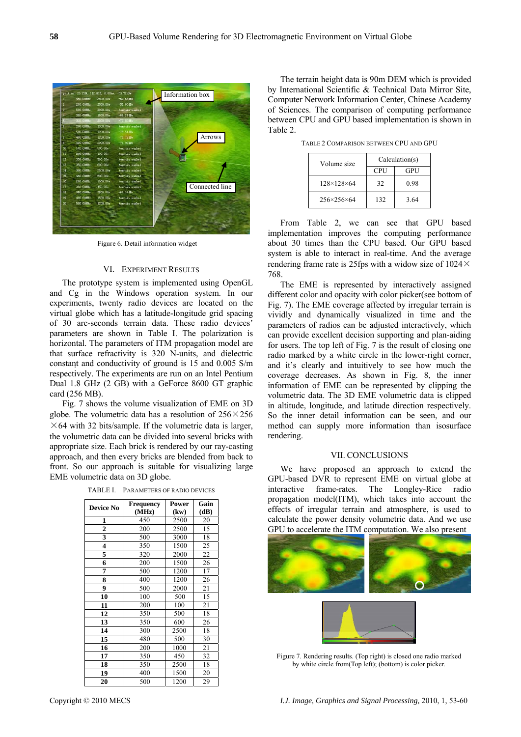Figure 6. Detail information widget

## VI. EXPERIMENT RESULTS

The prototype system is implemented using OpenGL and Cg in the Windows operation system. In our experiments, twenty radio devices are located on the virtual globe which has a latitude-longitude grid spacing of 30 arc-seconds terrain data. These radio devices' parameters are shown in Table I. The polarization is horizontal. The parameters of ITM propagation model are that surface refractivity is 320 N-units, and dielectric constant and conductivity of ground is 15 and 0.005 S/m respectively. The experiments are run on an Intel Pentium Dual 1.8 GHz (2 GB) with a GeForce 8600 GT graphic card (256 MB).

Fig. 7 shows the volume visualization of EME on 3D globe. The volumetric data has a resolution of 256×256 ×64 with 32 bits/sample. If the volumetric data is larger, the volumetric data can be divided into several bricks with appropriate size. Each brick is rendered by our ray-casting approach, and then every bricks are blended from back to front. So our approach is suitable for visualizing large EME volumetric data on 3D globe.

TABLE I. PARAMETERS OF RADIO DEVICES

| Device No | Frequency (MHz) | Power (kw) | Gain (dB) |
|---|---|---|---|
| 1 | 450 | 2500 | 20 |
| 2 | 200 | 2500 | 15 |
| 3 | 500 | 3000 | 18 |
| 4 | 350 | 1500 | 25 |
| 5 | 320 | 2000 | 22 |
| 6 | 200 | 1500 | 26 |
| 7 | 500 | 1200 | 17 |
| 8 | 400 | 1200 | 26 |
| 9 | 500 | 2000 | 21 |
| 10 | 100 | 500 | 15 |
| 11 | 200 | 100 | 21 |
| 12 | 350 | 500 | 18 |
| 13 | 350 | 600 | 26 |
| 14 | 300 | 2500 | 18 |
| 15 | 480 | 500 | 30 |
| 16 | 200 | 1000 | 21 |
| 17 | 350 | 450 | 32 |
| 18 | 350 | 2500 | 18 |
| 19 | 400 | 1500 | 20 |
| 20 | 500 | 1200 | 29 |

The terrain height data is 90m DEM which is provided by International Scientific & Technical Data Mirror Site, Computer Network Information Center, Chinese Academy of Sciences. The comparison of computing performance between CPU and GPU based implementation is shown in Table 2.

TABLE 2 COMPARISON BETWEEN CPU AND GPU

| Volume size | Calculation(s) | |
|---|---|---|
| | CPU | GPU |
| 128×128×64 | 32 | 0.98 |
| 256×256×64 | 132 | 3.64 |

From Table 2, we can see that GPU based implementation improves the computing performance about 30 times than the CPU based. Our GPU based system is able to interact in real-time. And the average rendering frame rate is 25fps with a widow size of 1024× 768.

The EME is represented by interactively assigned different color and opacity with color picker(see bottom of Fig. 7). The EME coverage affected by irregular terrain is vividly and dynamically visualized in time and the parameters of radios can be adjusted interactively, which can provide excellent decision supporting and plan-aiding for users. The top left of Fig. 7 is the result of closing one radio marked by a white circle in the lower-right corner, and it's clearly and intuitively to see how much the coverage decreases. As shown in Fig. 8, the inner information of EME can be represented by clipping the volumetric data. The 3D EME volumetric data is clipped in altitude, longitude, and latitude direction respectively. So the inner detail information can be seen, and our method can supply more information than isosurface rendering.

## VII. CONCLUSIONS

We have proposed an approach to extend the GPU-based DVR to represent EME on virtual globe at interactive frame-rates. The Longley-Rice radio propagation model(ITM), which takes into account the effects of irregular terrain and atmosphere, is used to calculate the power density volumetric data. And we use GPU to accelerate the ITM computation. We also present

Figure 7. Rendering results. (Top right) is closed one radio marked by white circle from(Top left); (bottom) is color picker.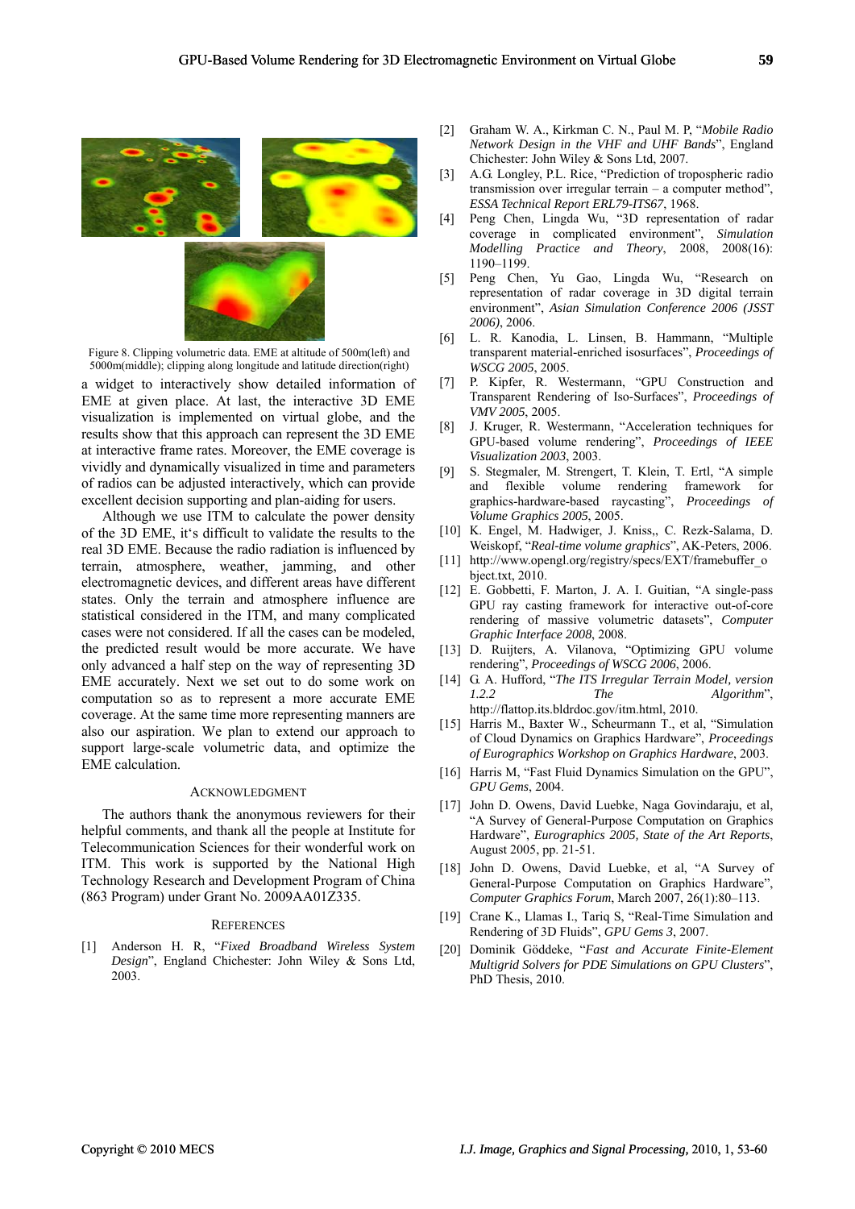Figure 8. Clipping volumetric data. EME at altitude of 500m(left) and 5000m(middle); clipping along longitude and latitude direction(right)

a widget to interactively show detailed information of EME at given place. At last, the interactive 3D EME visualization is implemented on virtual globe, and the results show that this approach can represent the 3D EME at interactive frame rates. Moreover, the EME coverage is vividly and dynamically visualized in time and parameters of radios can be adjusted interactively, which can provide excellent decision supporting and plan-aiding for users.

Although we use ITM to calculate the power density of the 3D EME, it's difficult to validate the results to the real 3D EME. Because the radio radiation is influenced by terrain, atmosphere, weather, jamming, and other electromagnetic devices, and different areas have different states. Only the terrain and atmosphere influence are statistical considered in the ITM, and many complicated cases were not considered. If all the cases can be modeled, the predicted result would be more accurate. We have only advanced a half step on the way of representing 3D EME accurately. Next we set out to do some work on computation so as to represent a more accurate EME coverage. At the same time more representing manners are also our aspiration. We plan to extend our approach to support large-scale volumetric data, and optimize the EME calculation.

## ACKNOWLEDGMENT

The authors thank the anonymous reviewers for their helpful comments, and thank all the people at Institute for Telecommunication Sciences for their wonderful work on ITM. This work is supported by the National High Technology Research and Development Program of China (863 Program) under Grant No. 2009AA01Z335.

## REFERENCES

[1] Anderson H. R, "*Fixed Broadband Wireless System Design*", England Chichester: John Wiley & Sons Ltd, 2003.

[2] Graham W. A., Kirkman C. N., Paul M. P, "*Mobile Radio Network Design in the VHF and UHF Bands*", England Chichester: John Wiley & Sons Ltd, 2007.

[3] A.G. Longley, P.L. Rice, "Prediction of tropospheric radio transmission over irregular terrain – a computer method", *ESSA Technical Report ERL79-ITS67*, 1968.

[4] Peng Chen, Lingda Wu, "3D representation of radar coverage in complicated environment", *Simulation Modelling Practice and Theory*, 2008, 2008(16): 1190–1199.

[5] Peng Chen, Yu Gao, Lingda Wu, "Research on representation of radar coverage in 3D digital terrain environment", *Asian Simulation Conference 2006 (JSST 2006)*, 2006.

[6] L. R. Kanodia, L. Linsen, B. Hammann, "Multiple transparent material-enriched isosurfaces", *Proceedings of WSCG 2005*, 2005.

[7] P. Kipfer, R. Westermann, "GPU Construction and Transparent Rendering of Iso-Surfaces", *Proceedings of VMV 2005*, 2005.

[8] J. Kruger, R. Westermann, "Acceleration techniques for GPU-based volume rendering", *Proceedings of IEEE Visualization 2003*, 2003.

[9] S. Stegmaler, M. Strengert, T. Klein, T. Ertl, "A simple and flexible volume rendering framework for graphics-hardware-based raycasting", *Proceedings of Volume Graphics 2005*, 2005.

[10] K. Engel, M. Hadwiger, J. Kniss,, C. Rezk-Salama, D. Weiskopf, "*Real-time volume graphics*", AK-Peters, 2006.

[11] http://www.opengl.org/registry/specs/EXT/framebuffer_object.txt, 2010.

[12] E. Gobbetti, F. Marton, J. A. I. Guitian, "A single-pass GPU ray casting framework for interactive out-of-core rendering of massive volumetric datasets", *Computer Graphic Interface 2008*, 2008.

[13] D. Ruijters, A. Vilanova, "Optimizing GPU volume rendering", *Proceedings of WSCG 2006*, 2006.

[14] G. A. Hufford, "*The ITS Irregular Terrain Model, version 1.2.2 The Algorithm*", http://flattop.its.bldrdoc.gov/itm.html, 2010.

[15] Harris M., Baxter W., Scheurmann T., et al, "Simulation of Cloud Dynamics on Graphics Hardware", *Proceedings of Eurographics Workshop on Graphics Hardware*, 2003.

[16] Harris M, "Fast Fluid Dynamics Simulation on the GPU", *GPU Gems*, 2004.

[17] John D. Owens, David Luebke, Naga Govindaraju, et al, "A Survey of General-Purpose Computation on Graphics Hardware", *Eurographics 2005, State of the Art Reports*, August 2005, pp. 21-51.

[18] John D. Owens, David Luebke, et al, "A Survey of General-Purpose Computation on Graphics Hardware", *Computer Graphics Forum*, March 2007, 26(1):80–113.

[19] Crane K., Llamas I., Tariq S, "Real-Time Simulation and Rendering of 3D Fluids", *GPU Gems 3*, 2007.

[20] Dominik Göddeke, "*Fast and Accurate Finite-Element Multigrid Solvers for PDE Simulations on GPU Clusters*", PhD Thesis, 2010.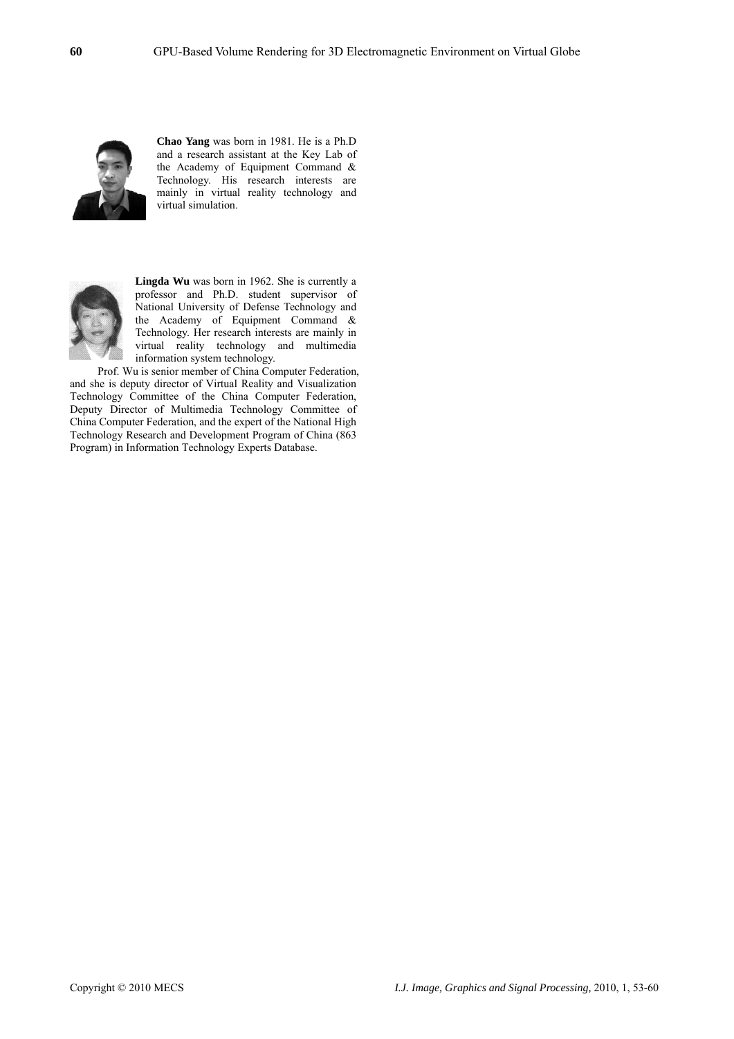**Chao Yang** was born in 1981. He is a Ph.D and a research assistant at the Key Lab of the Academy of Equipment Command & Technology. His research interests are mainly in virtual reality technology and virtual simulation.

**Lingda Wu** was born in 1962. She is currently a professor and Ph.D. student supervisor of National University of Defense Technology and the Academy of Equipment Command & Technology. Her research interests are mainly in virtual reality technology and multimedia information system technology.

Prof. Wu is senior member of China Computer Federation, and she is deputy director of Virtual Reality and Visualization Technology Committee of the China Computer Federation, Deputy Director of Multimedia Technology Committee of China Computer Federation, and the expert of the National High Technology Research and Development Program of China (863 Program) in Information Technology Experts Database.